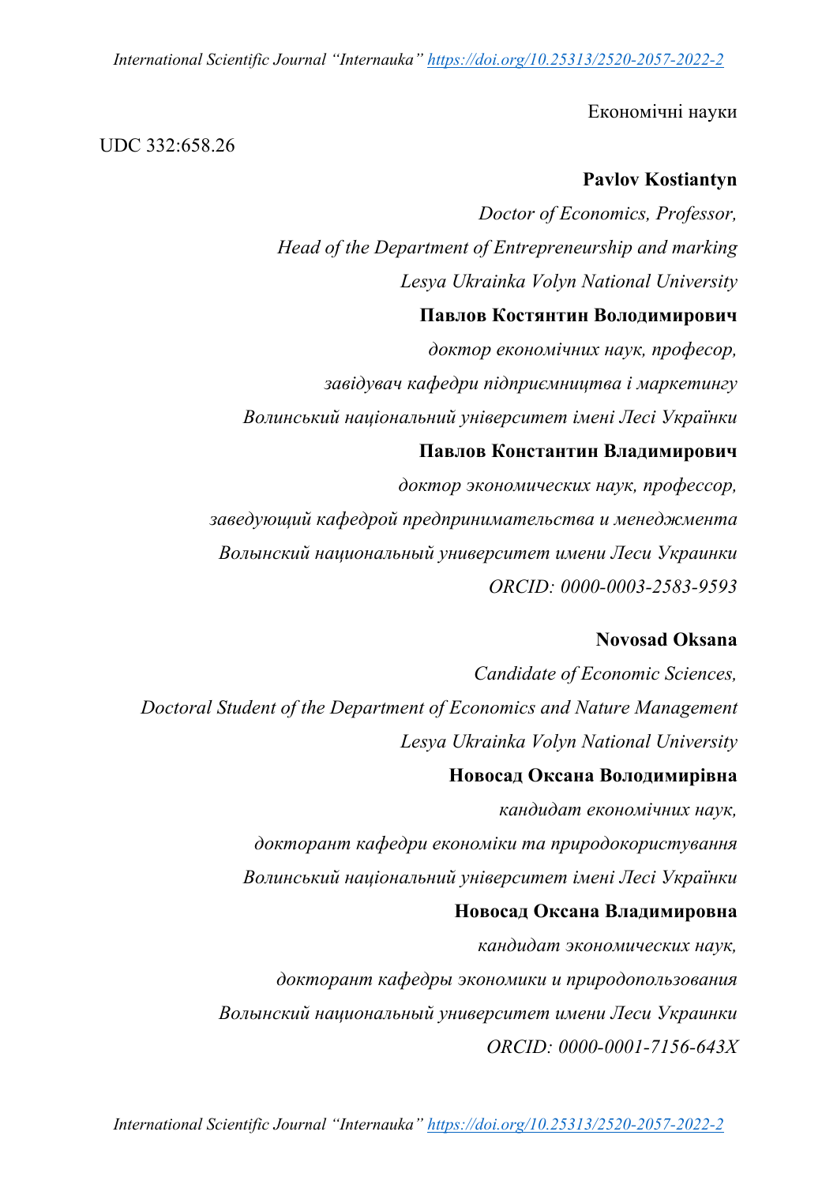Економічні науки

UDC 332:658.26

**Pavlov Kostiantyn**

*Doctor of Economics, Professor,*

*Head of the Department of Entrepreneurship and marking*

*Lesya Ukrainka Volyn National University*

**Павлов Костянтин Володимирович**

*доктор економічних наук, професор,*

*завідувач кафедри підприємництва і маркетингу*

*Волинський національний університет імені Лесі Українки*

**Павлов Константин Владимирович**

*доктор экономических наук, профессор,*

*заведующий кафедрой предпринимательства и менеджмента*

*Волынский национальный университет имени Леси Украинки*

*ORCID: 0000-0003-2583-9593*

**Novosad Oksana**

*Candidate of Economic Sciences,*

*Doctoral Student of the Department of Economics and Nature Management*

*Lesya Ukrainka Volyn National University*

**Новосад Оксана Володимирівна**

*кандидат економічних наук,*

*докторант кафедри економіки та природокористування*

*Волинський національний університет імені Лесі Українки*

**Новосад Оксана Владимировна**

*кандидат экономических наук,*

*докторант кафедры экономики и природопользования*

*Волынский национальный университет имени Леси Украинки*

*ORCID: 0000-0001-7156-643X*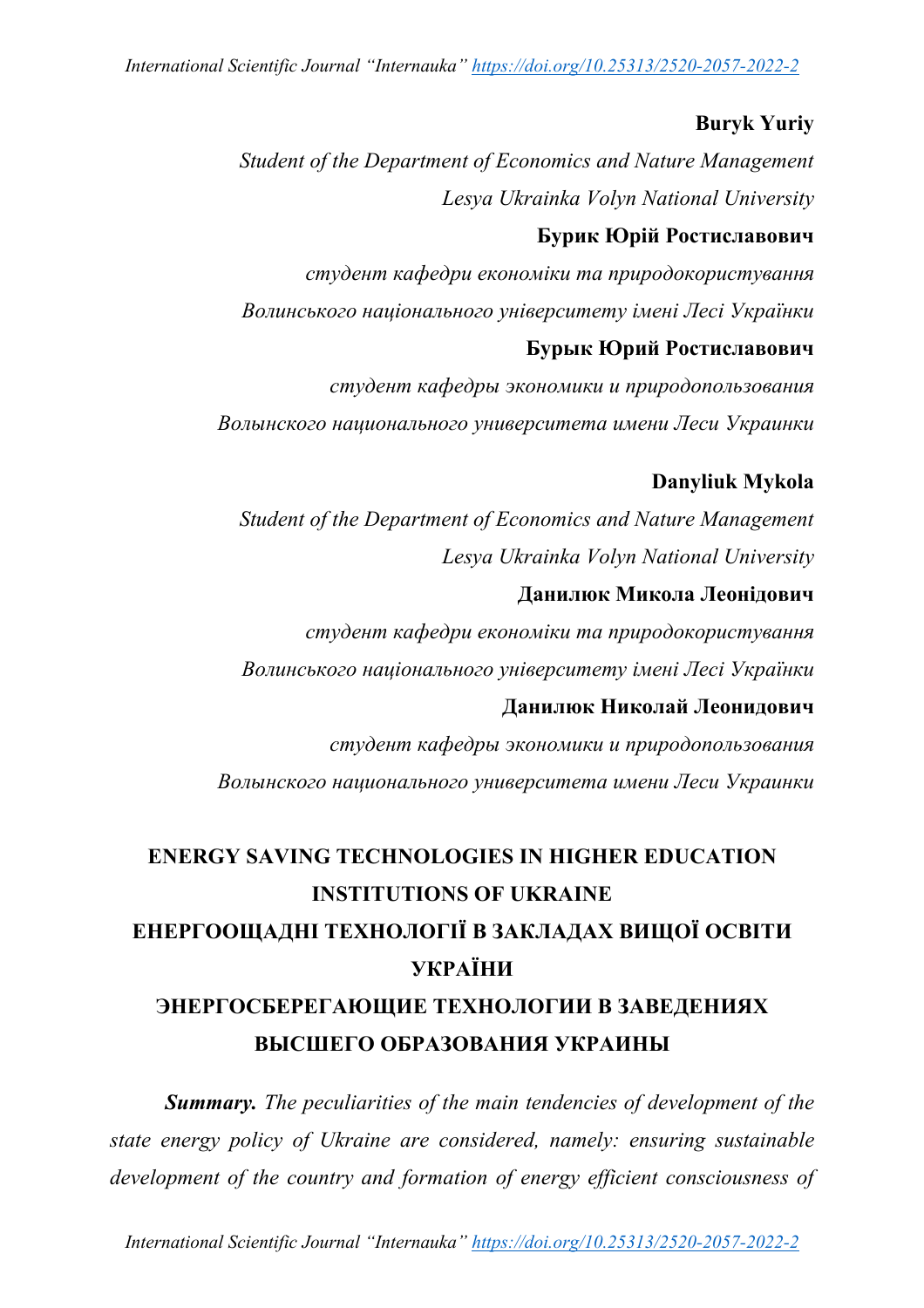**Buryk Yuriy**

*Student of the Department of Economics and Nature Management*

*Lesya Ukrainka Volyn National University*

**Бурик Юрій Ростиславович**

*студент кафедри економіки та природокористування*

*Волинського національного університету імені Лесі Українки*

**Бурык Юрий Ростиславович**

*студент кафедры экономики и природопользования*

*Волынского национального университета имени Леси Украинки*

**Danyliuk Mykola**

*Student of the Department of Economics and Nature Management*

*Lesya Ukrainka Volyn National University*

**Данилюк Микола Леонідович**

*студент кафедри економіки та природокористування*

*Волинського національного університету імені Лесі Українки*

**Данилюк Николай Леонидович**

*студент кафедры экономики и природопользования*

*Волынского национального университета имени Леси Украинки*

# ENERGY SAVING TECHNOLOGIES IN HIGHER EDUCATION INSTITUTIONS OF UKRAINE
# ЕНЕРГООЩАДНІ ТЕХНОЛОГІЇ В ЗАКЛАДАХ ВИЩОЇ ОСВІТИ УКРАЇНИ
# ЭНЕРГОСБЕРЕГАЮЩИЕ ТЕХНОЛОГИИ В ЗАВЕДЕНИЯХ ВЫСШЕГО ОБРАЗОВАНИЯ УКРАИНЫ

***Summary.*** *The peculiarities of the main tendencies of development of the state energy policy of Ukraine are considered, namely: ensuring sustainable development of the country and formation of energy efficient consciousness of*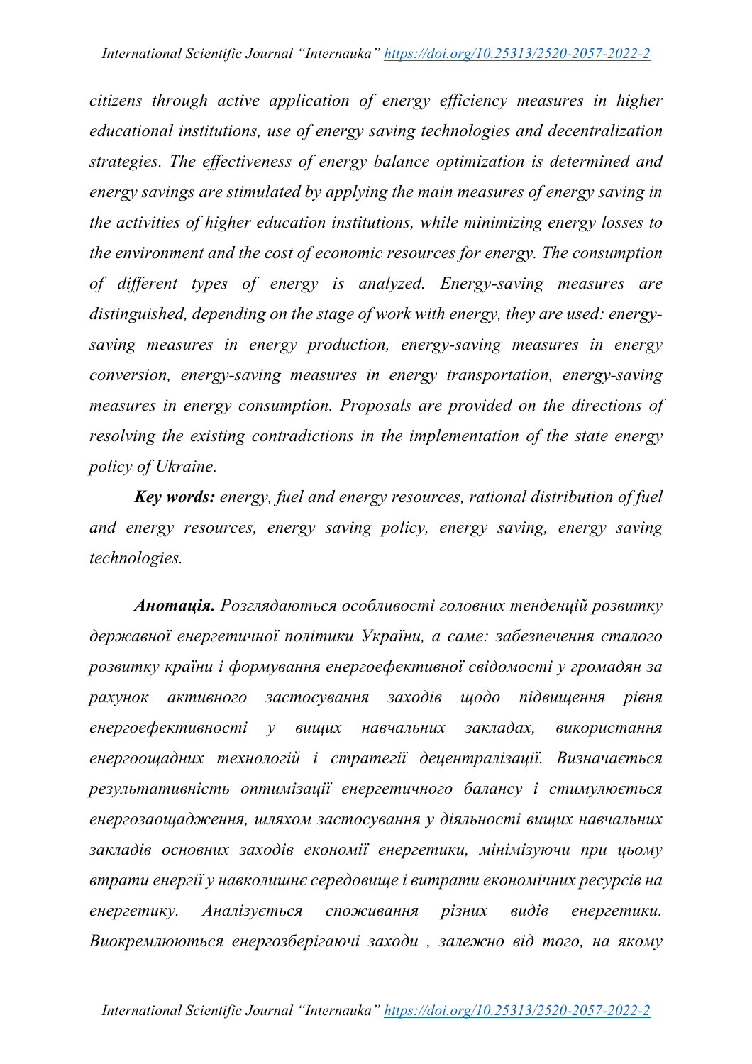*citizens through active application of energy efficiency measures in higher educational institutions, use of energy saving technologies and decentralization strategies. The effectiveness of energy balance optimization is determined and energy savings are stimulated by applying the main measures of energy saving in the activities of higher education institutions, while minimizing energy losses to the environment and the cost of economic resources for energy. The consumption of different types of energy is analyzed. Energy-saving measures are distinguished, depending on the stage of work with energy, they are used: energy-saving measures in energy production, energy-saving measures in energy conversion, energy-saving measures in energy transportation, energy-saving measures in energy consumption. Proposals are provided on the directions of resolving the existing contradictions in the implementation of the state energy policy of Ukraine.*

***Key words:*** *energy, fuel and energy resources, rational distribution of fuel and energy resources, energy saving policy, energy saving, energy saving technologies.*

***Анотація.*** *Розглядаються особливості головних тенденцій розвитку державної енергетичної політики України, а саме: забезпечення сталого розвитку країни і формування енергоефективної свідомості у громадян за рахунок активного застосування заходів щодо підвищення рівня енергоефективності у вищих навчальних закладах, використання енергоощадних технологій і стратегії децентралізації. Визначається результативність оптимізації енергетичного балансу і стимулюється енергозаощадження, шляхом застосування у діяльності вищих навчальних закладів основних заходів економії енергетики, мінімізуючи при цьому втрати енергії у навколишнє середовище і витрати економічних ресурсів на енергетику. Аналізується споживання різних видів енергетики. Виокремлюються енергозберігаючі заходи , залежно від того, на якому*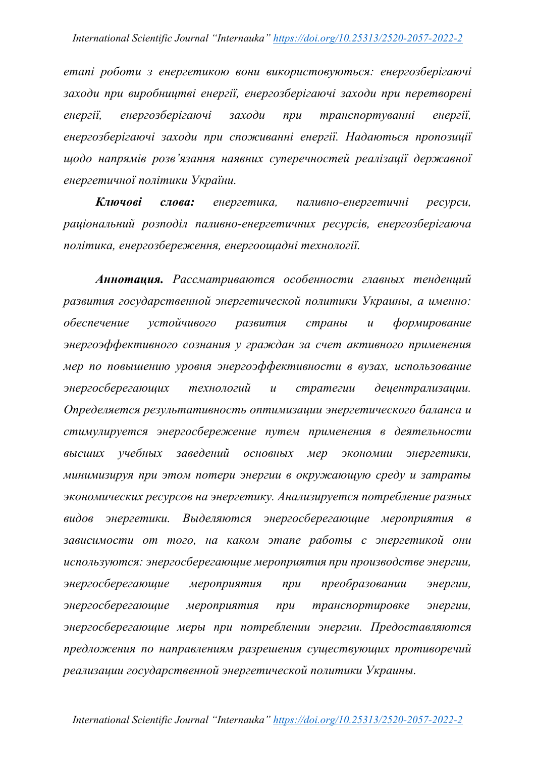*етапі роботи з енергетикою вони використовуються: енергозберігаючі заходи при виробництві енергії, енергозберігаючі заходи при перетворені енергії, енергозберігаючі заходи при транспортуванні енергії, енергозберігаючі заходи при споживанні енергії. Надаються пропозиції щодо напрямів розв'язання наявних суперечностей реалізації державної енергетичної політики України.*

***Ключові слова:*** *енергетика, паливно-енергетичні ресурси, раціональний розподіл паливно-енергетичних ресурсів, енергозберігаюча політика, енергозбереження, енергоощадні технології.*

***Аннотация.*** *Рассматриваются особенности главных тенденций развития государственной энергетической политики Украины, а именно: обеспечение устойчивого развития страны и формирование энергоэффективного сознания у граждан за счет активного применения мер по повышению уровня энергоэффективности в вузах, использование энергосберегающих технологий и стратегии децентрализации. Определяется результативность оптимизации энергетического баланса и стимулируется энергосбережение путем применения в деятельности высших учебных заведений основных мер экономии энергетики, минимизируя при этом потери энергии в окружающую среду и затраты экономических ресурсов на энергетику. Анализируется потребление разных видов энергетики. Выделяются энергосберегающие мероприятия в зависимости от того, на каком этапе работы с энергетикой они используются: энергосберегающие мероприятия при производстве энергии, энергосберегающие мероприятия при преобразовании энергии, энергосберегающие мероприятия при транспортировке энергии, энергосберегающие меры при потреблении энергии. Предоставляются предложения по направлениям разрешения существующих противоречий реализации государственной энергетической политики Украины.*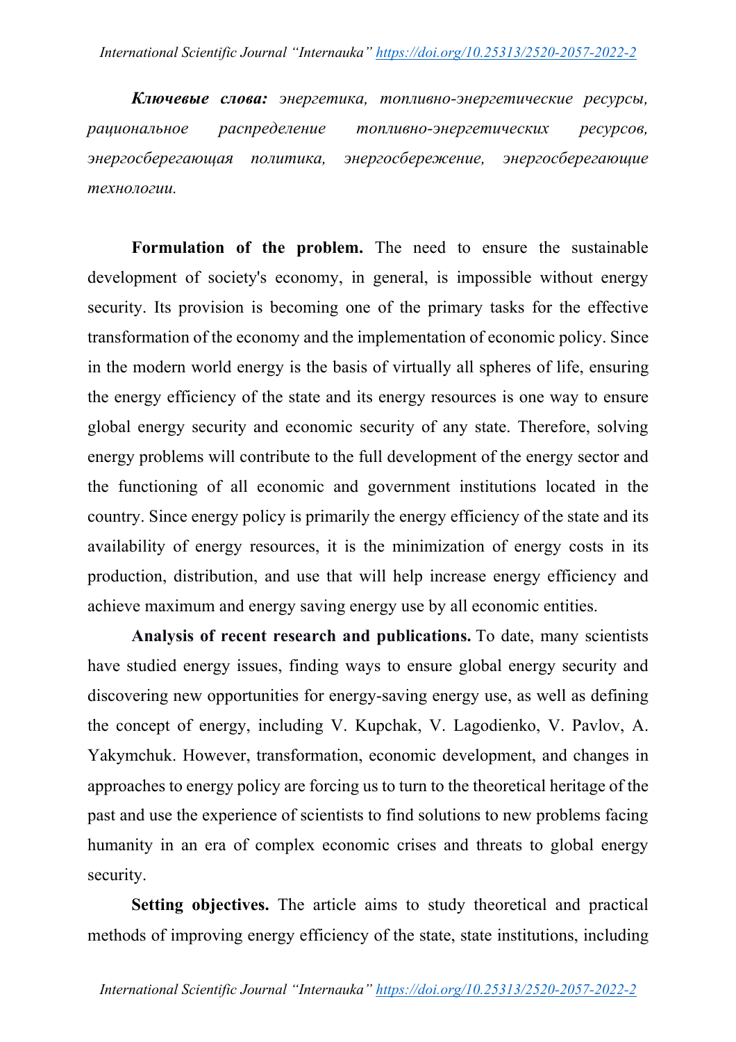***Ключевые слова:*** *энергетика, топливно-энергетические ресурсы, рациональное распределение топливно-энергетических ресурсов, энергосберегающая политика, энергосбережение, энергосберегающие технологии.*

**Formulation of the problem.** The need to ensure the sustainable development of society's economy, in general, is impossible without energy security. Its provision is becoming one of the primary tasks for the effective transformation of the economy and the implementation of economic policy. Since in the modern world energy is the basis of virtually all spheres of life, ensuring the energy efficiency of the state and its energy resources is one way to ensure global energy security and economic security of any state. Therefore, solving energy problems will contribute to the full development of the energy sector and the functioning of all economic and government institutions located in the country. Since energy policy is primarily the energy efficiency of the state and its availability of energy resources, it is the minimization of energy costs in its production, distribution, and use that will help increase energy efficiency and achieve maximum and energy saving energy use by all economic entities.

**Analysis of recent research and publications.** To date, many scientists have studied energy issues, finding ways to ensure global energy security and discovering new opportunities for energy-saving energy use, as well as defining the concept of energy, including V. Kupchak, V. Lagodienko, V. Pavlov, A. Yakymchuk. However, transformation, economic development, and changes in approaches to energy policy are forcing us to turn to the theoretical heritage of the past and use the experience of scientists to find solutions to new problems facing humanity in an era of complex economic crises and threats to global energy security.

**Setting objectives.** The article aims to study theoretical and practical methods of improving energy efficiency of the state, state institutions, including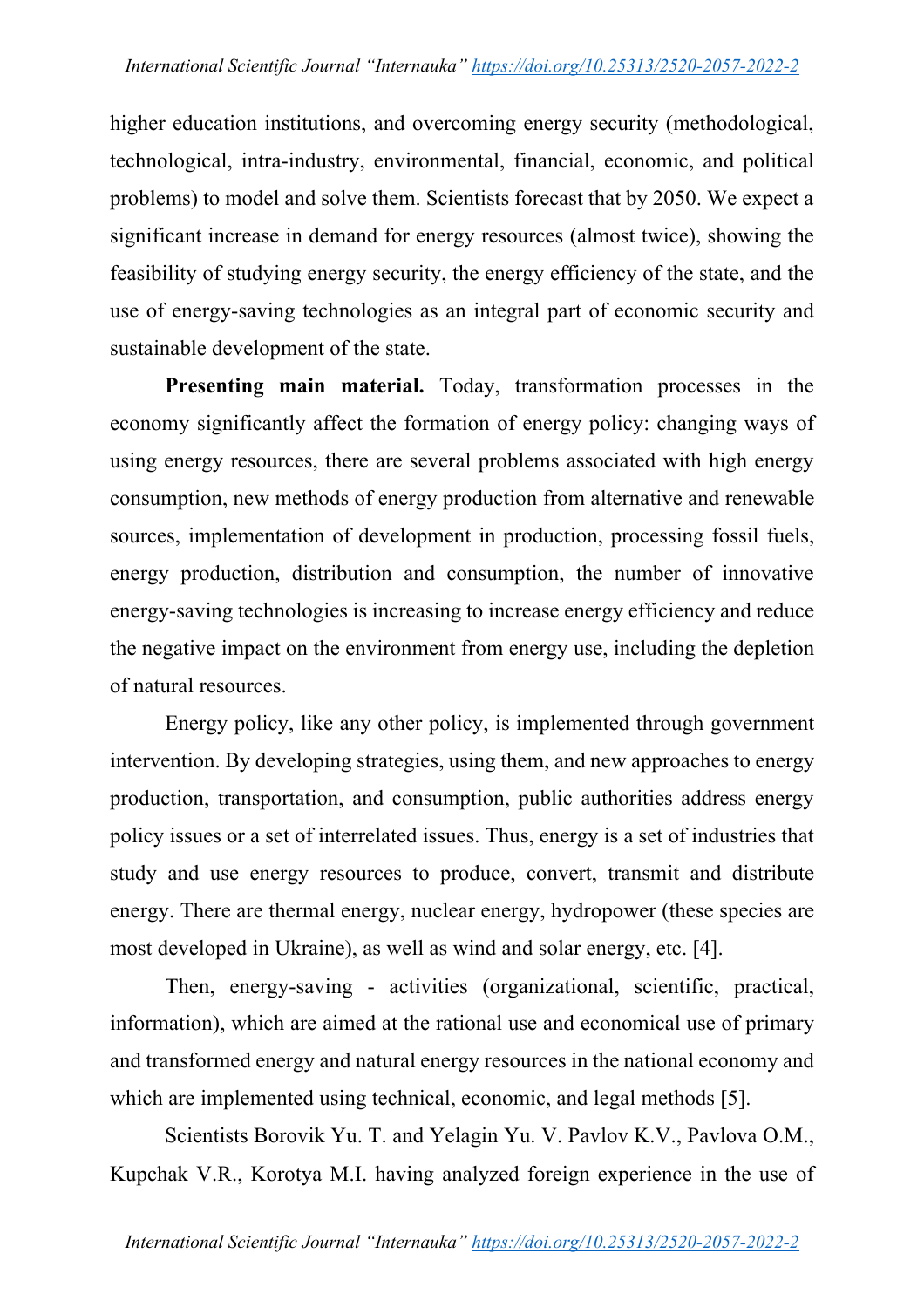higher education institutions, and overcoming energy security (methodological, technological, intra-industry, environmental, financial, economic, and political problems) to model and solve them. Scientists forecast that by 2050. We expect a significant increase in demand for energy resources (almost twice), showing the feasibility of studying energy security, the energy efficiency of the state, and the use of energy-saving technologies as an integral part of economic security and sustainable development of the state.

**Presenting main material.** Today, transformation processes in the economy significantly affect the formation of energy policy: changing ways of using energy resources, there are several problems associated with high energy consumption, new methods of energy production from alternative and renewable sources, implementation of development in production, processing fossil fuels, energy production, distribution and consumption, the number of innovative energy-saving technologies is increasing to increase energy efficiency and reduce the negative impact on the environment from energy use, including the depletion of natural resources.

Energy policy, like any other policy, is implemented through government intervention. By developing strategies, using them, and new approaches to energy production, transportation, and consumption, public authorities address energy policy issues or a set of interrelated issues. Thus, energy is a set of industries that study and use energy resources to produce, convert, transmit and distribute energy. There are thermal energy, nuclear energy, hydropower (these species are most developed in Ukraine), as well as wind and solar energy, etc. [4].

Then, energy-saving - activities (organizational, scientific, practical, information), which are aimed at the rational use and economical use of primary and transformed energy and natural energy resources in the national economy and which are implemented using technical, economic, and legal methods [5].

Scientists Borovik Yu. T. and Yelagin Yu. V. Pavlov K.V., Pavlova O.M., Kupchak V.R., Korotya M.I. having analyzed foreign experience in the use of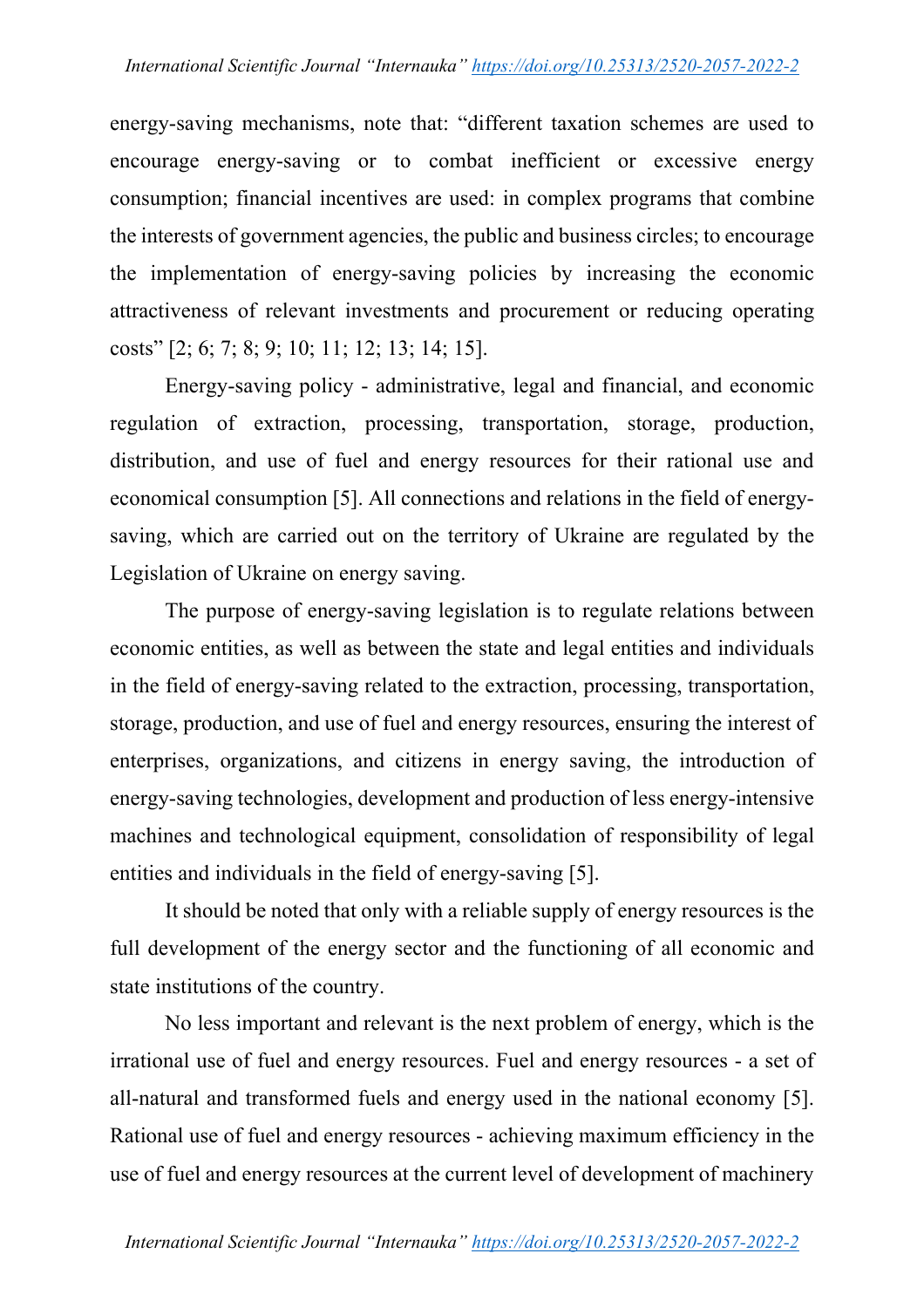energy-saving mechanisms, note that: "different taxation schemes are used to encourage energy-saving or to combat inefficient or excessive energy consumption; financial incentives are used: in complex programs that combine the interests of government agencies, the public and business circles; to encourage the implementation of energy-saving policies by increasing the economic attractiveness of relevant investments and procurement or reducing operating costs" [2; 6; 7; 8; 9; 10; 11; 12; 13; 14; 15].

Energy-saving policy - administrative, legal and financial, and economic regulation of extraction, processing, transportation, storage, production, distribution, and use of fuel and energy resources for their rational use and economical consumption [5]. All connections and relations in the field of energy-saving, which are carried out on the territory of Ukraine are regulated by the Legislation of Ukraine on energy saving.

The purpose of energy-saving legislation is to regulate relations between economic entities, as well as between the state and legal entities and individuals in the field of energy-saving related to the extraction, processing, transportation, storage, production, and use of fuel and energy resources, ensuring the interest of enterprises, organizations, and citizens in energy saving, the introduction of energy-saving technologies, development and production of less energy-intensive machines and technological equipment, consolidation of responsibility of legal entities and individuals in the field of energy-saving [5].

It should be noted that only with a reliable supply of energy resources is the full development of the energy sector and the functioning of all economic and state institutions of the country.

No less important and relevant is the next problem of energy, which is the irrational use of fuel and energy resources. Fuel and energy resources - a set of all-natural and transformed fuels and energy used in the national economy [5]. Rational use of fuel and energy resources - achieving maximum efficiency in the use of fuel and energy resources at the current level of development of machinery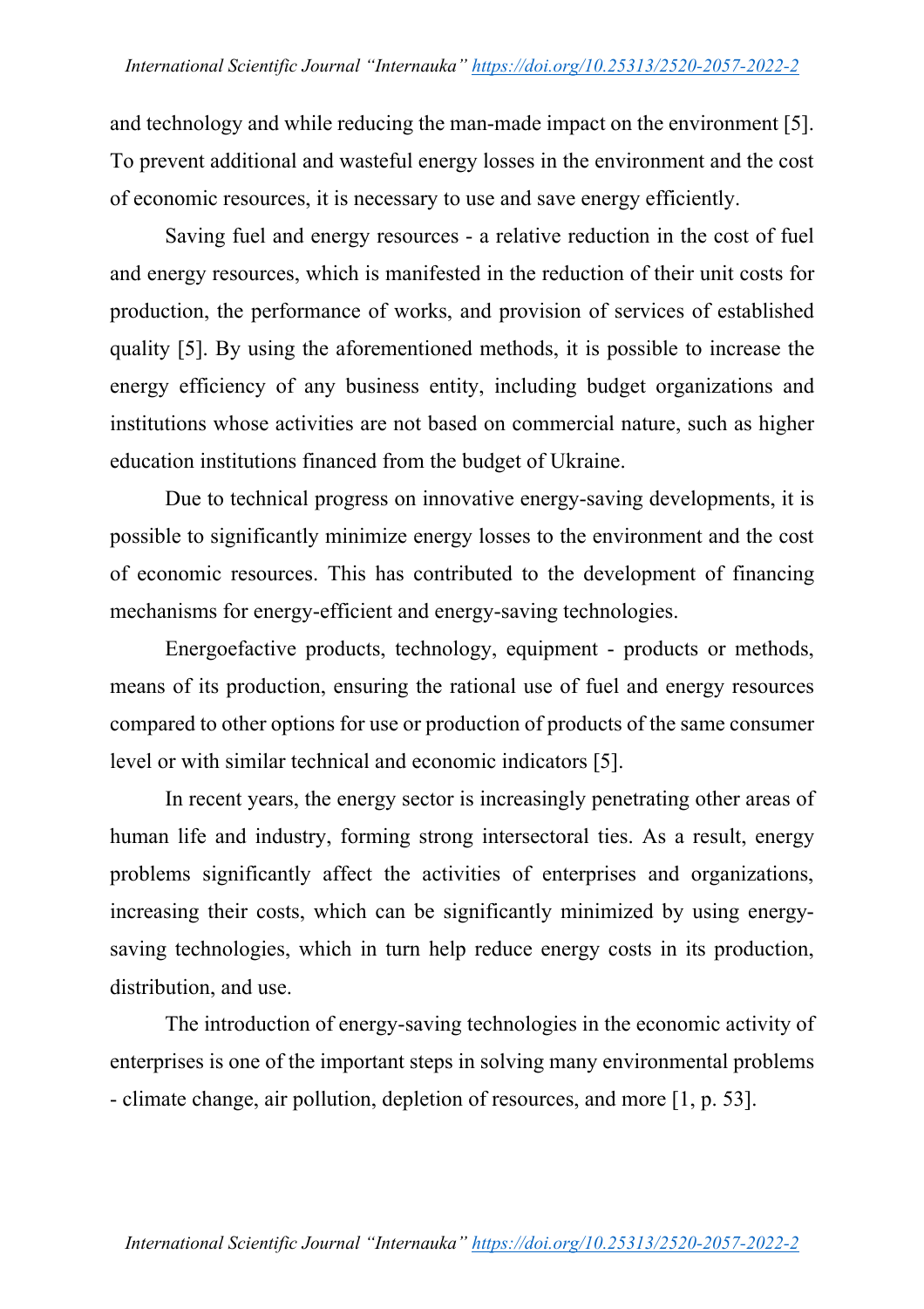and technology and while reducing the man-made impact on the environment [5]. To prevent additional and wasteful energy losses in the environment and the cost of economic resources, it is necessary to use and save energy efficiently.

Saving fuel and energy resources - a relative reduction in the cost of fuel and energy resources, which is manifested in the reduction of their unit costs for production, the performance of works, and provision of services of established quality [5]. By using the aforementioned methods, it is possible to increase the energy efficiency of any business entity, including budget organizations and institutions whose activities are not based on commercial nature, such as higher education institutions financed from the budget of Ukraine.

Due to technical progress on innovative energy-saving developments, it is possible to significantly minimize energy losses to the environment and the cost of economic resources. This has contributed to the development of financing mechanisms for energy-efficient and energy-saving technologies.

Energoefactive products, technology, equipment - products or methods, means of its production, ensuring the rational use of fuel and energy resources compared to other options for use or production of products of the same consumer level or with similar technical and economic indicators [5].

In recent years, the energy sector is increasingly penetrating other areas of human life and industry, forming strong intersectoral ties. As a result, energy problems significantly affect the activities of enterprises and organizations, increasing their costs, which can be significantly minimized by using energy-saving technologies, which in turn help reduce energy costs in its production, distribution, and use.

The introduction of energy-saving technologies in the economic activity of enterprises is one of the important steps in solving many environmental problems - climate change, air pollution, depletion of resources, and more [1, p. 53].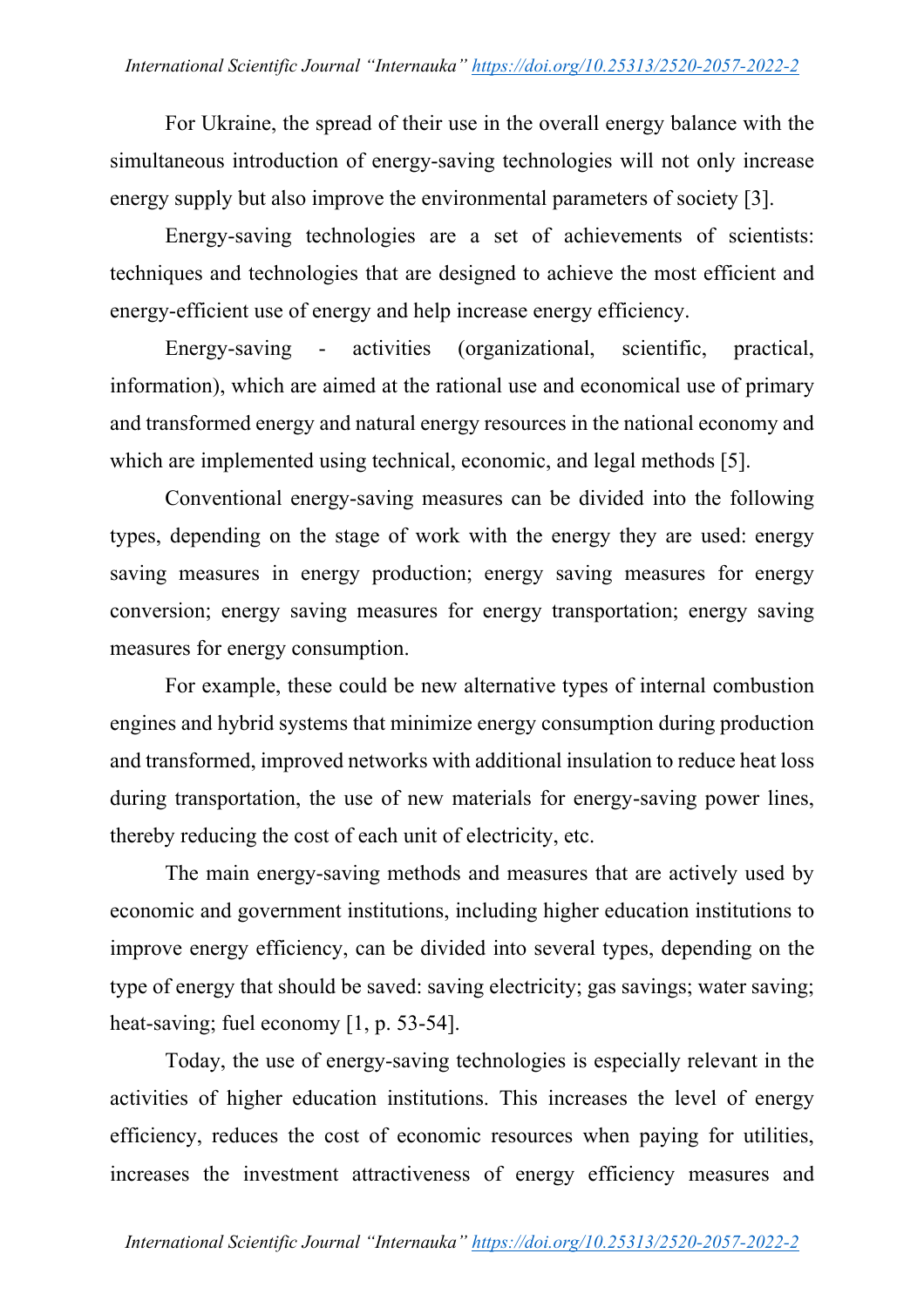For Ukraine, the spread of their use in the overall energy balance with the simultaneous introduction of energy-saving technologies will not only increase energy supply but also improve the environmental parameters of society [3].

Energy-saving technologies are a set of achievements of scientists: techniques and technologies that are designed to achieve the most efficient and energy-efficient use of energy and help increase energy efficiency.

Energy-saving - activities (organizational, scientific, practical, information), which are aimed at the rational use and economical use of primary and transformed energy and natural energy resources in the national economy and which are implemented using technical, economic, and legal methods [5].

Conventional energy-saving measures can be divided into the following types, depending on the stage of work with the energy they are used: energy saving measures in energy production; energy saving measures for energy conversion; energy saving measures for energy transportation; energy saving measures for energy consumption.

For example, these could be new alternative types of internal combustion engines and hybrid systems that minimize energy consumption during production and transformed, improved networks with additional insulation to reduce heat loss during transportation, the use of new materials for energy-saving power lines, thereby reducing the cost of each unit of electricity, etc.

The main energy-saving methods and measures that are actively used by economic and government institutions, including higher education institutions to improve energy efficiency, can be divided into several types, depending on the type of energy that should be saved: saving electricity; gas savings; water saving; heat-saving; fuel economy [1, p. 53-54].

Today, the use of energy-saving technologies is especially relevant in the activities of higher education institutions. This increases the level of energy efficiency, reduces the cost of economic resources when paying for utilities, increases the investment attractiveness of energy efficiency measures and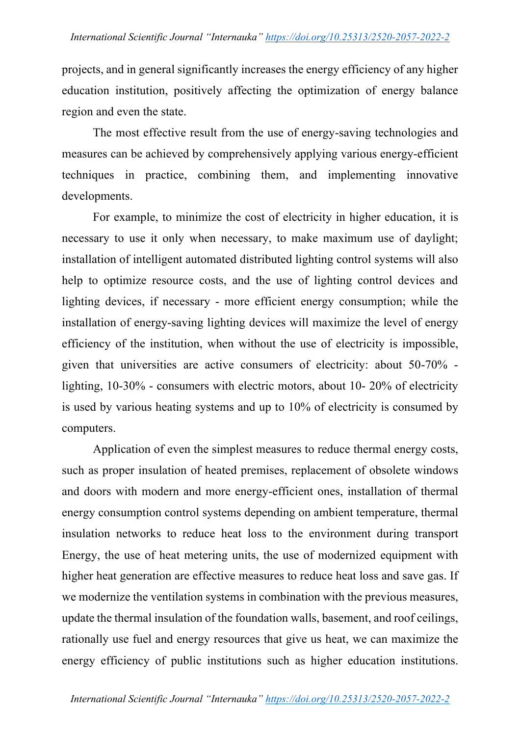projects, and in general significantly increases the energy efficiency of any higher education institution, positively affecting the optimization of energy balance region and even the state.

The most effective result from the use of energy-saving technologies and measures can be achieved by comprehensively applying various energy-efficient techniques in practice, combining them, and implementing innovative developments.

For example, to minimize the cost of electricity in higher education, it is necessary to use it only when necessary, to make maximum use of daylight; installation of intelligent automated distributed lighting control systems will also help to optimize resource costs, and the use of lighting control devices and lighting devices, if necessary - more efficient energy consumption; while the installation of energy-saving lighting devices will maximize the level of energy efficiency of the institution, when without the use of electricity is impossible, given that universities are active consumers of electricity: about 50-70% - lighting, 10-30% - consumers with electric motors, about 10- 20% of electricity is used by various heating systems and up to 10% of electricity is consumed by computers.

Application of even the simplest measures to reduce thermal energy costs, such as proper insulation of heated premises, replacement of obsolete windows and doors with modern and more energy-efficient ones, installation of thermal energy consumption control systems depending on ambient temperature, thermal insulation networks to reduce heat loss to the environment during transport Energy, the use of heat metering units, the use of modernized equipment with higher heat generation are effective measures to reduce heat loss and save gas. If we modernize the ventilation systems in combination with the previous measures, update the thermal insulation of the foundation walls, basement, and roof ceilings, rationally use fuel and energy resources that give us heat, we can maximize the energy efficiency of public institutions such as higher education institutions.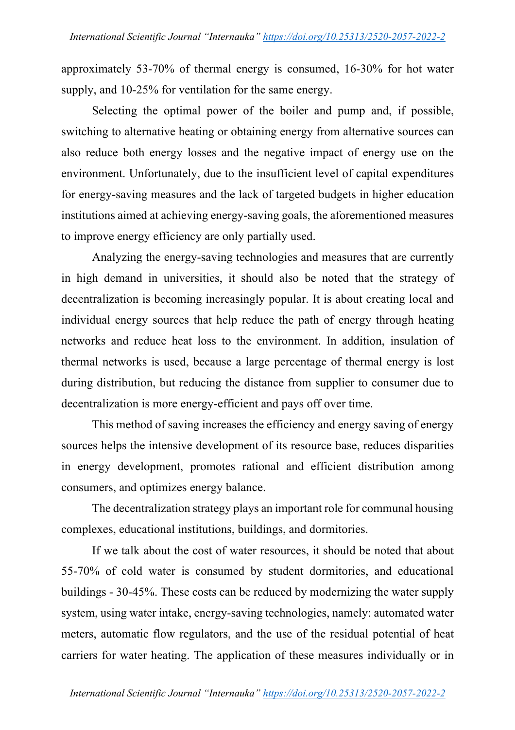approximately 53-70% of thermal energy is consumed, 16-30% for hot water supply, and 10-25% for ventilation for the same energy.

Selecting the optimal power of the boiler and pump and, if possible, switching to alternative heating or obtaining energy from alternative sources can also reduce both energy losses and the negative impact of energy use on the environment. Unfortunately, due to the insufficient level of capital expenditures for energy-saving measures and the lack of targeted budgets in higher education institutions aimed at achieving energy-saving goals, the aforementioned measures to improve energy efficiency are only partially used.

Analyzing the energy-saving technologies and measures that are currently in high demand in universities, it should also be noted that the strategy of decentralization is becoming increasingly popular. It is about creating local and individual energy sources that help reduce the path of energy through heating networks and reduce heat loss to the environment. In addition, insulation of thermal networks is used, because a large percentage of thermal energy is lost during distribution, but reducing the distance from supplier to consumer due to decentralization is more energy-efficient and pays off over time.

This method of saving increases the efficiency and energy saving of energy sources helps the intensive development of its resource base, reduces disparities in energy development, promotes rational and efficient distribution among consumers, and optimizes energy balance.

The decentralization strategy plays an important role for communal housing complexes, educational institutions, buildings, and dormitories.

If we talk about the cost of water resources, it should be noted that about 55-70% of cold water is consumed by student dormitories, and educational buildings - 30-45%. These costs can be reduced by modernizing the water supply system, using water intake, energy-saving technologies, namely: automated water meters, automatic flow regulators, and the use of the residual potential of heat carriers for water heating. The application of these measures individually or in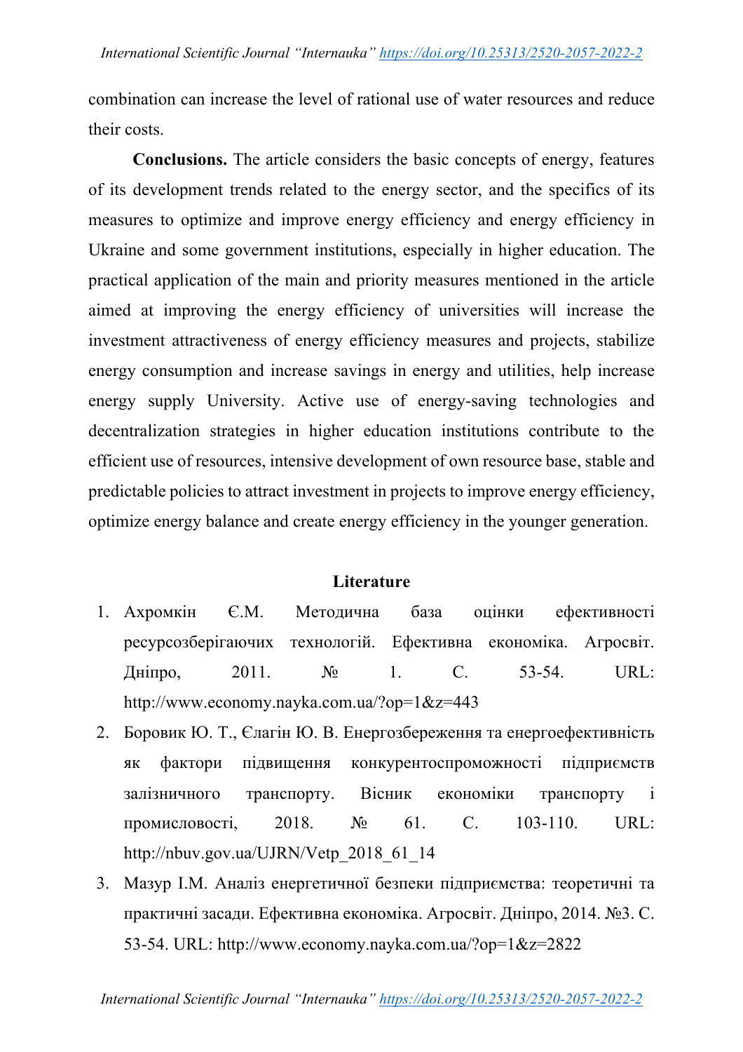combination can increase the level of rational use of water resources and reduce their costs.

**Conclusions.** The article considers the basic concepts of energy, features of its development trends related to the energy sector, and the specifics of its measures to optimize and improve energy efficiency and energy efficiency in Ukraine and some government institutions, especially in higher education. The practical application of the main and priority measures mentioned in the article aimed at improving the energy efficiency of universities will increase the investment attractiveness of energy efficiency measures and projects, stabilize energy consumption and increase savings in energy and utilities, help increase energy supply University. Active use of energy-saving technologies and decentralization strategies in higher education institutions contribute to the efficient use of resources, intensive development of own resource base, stable and predictable policies to attract investment in projects to improve energy efficiency, optimize energy balance and create energy efficiency in the younger generation.

## Literature

1. Ахромкін Є.М. Методична база оцінки ефективності ресурсозберігаючих технологій. Ефективна економіка. Агросвіт. Дніпро, 2011. № 1. С. 53-54. URL: http://www.economy.nayka.com.ua/?op=1&z=443
2. Боровик Ю. Т., Єлагін Ю. В. Енергозбереження та енергоефективність як фактори підвищення конкурентоспроможності підприємств залізничного транспорту. Вісник економіки транспорту і промисловості, 2018. № 61. С. 103-110. URL: http://nbuv.gov.ua/UJRN/Vetp_2018_61_14
3. Мазур І.М. Аналіз енергетичної безпеки підприємства: теоретичні та практичні засади. Ефективна економіка. Агросвіт. Дніпро, 2014. №3. С. 53-54. URL: http://www.economy.nayka.com.ua/?op=1&z=2822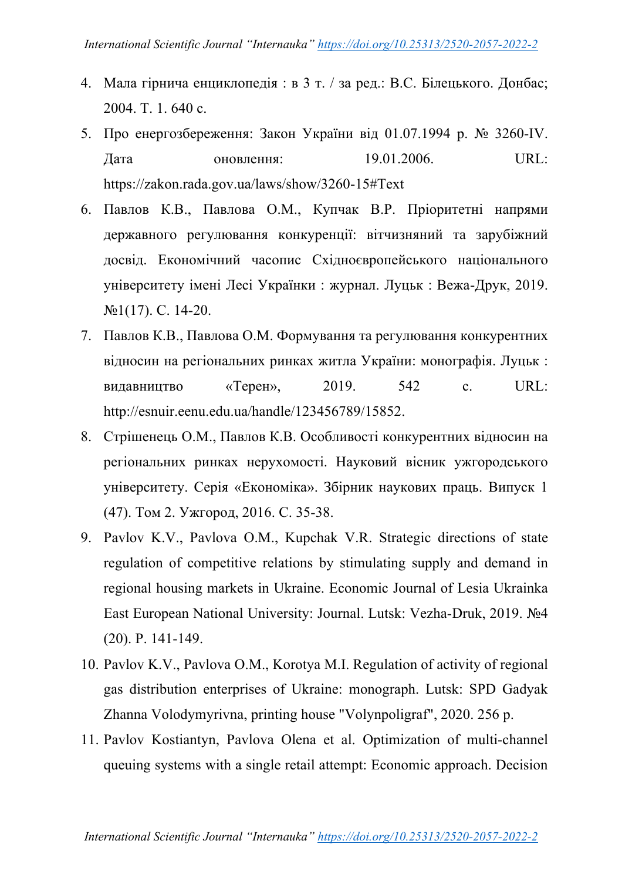4. Мала гірнича енциклопедія : в 3 т. / за ред.: В.С. Білецького. Донбас; 2004. Т. 1. 640 с.
5. Про енергозбереження: Закон України від 01.07.1994 р. № 3260-IV. Дата оновлення: 19.01.2006. URL: https://zakon.rada.gov.ua/laws/show/3260-15#Text
6. Павлов К.В., Павлова О.М., Купчак В.Р. Пріоритетні напрями державного регулювання конкуренції: вітчизняний та зарубіжний досвід. Економічний часопис Східноєвропейського національного університету імені Лесі Українки : журнал. Луцьк : Вежа-Друк, 2019. №1(17). С. 14-20.
7. Павлов К.В., Павлова О.М. Формування та регулювання конкурентних відносин на регіональних ринках житла України: монографія. Луцьк : видавництво «Терен», 2019. 542 с. URL: http://esnuir.eenu.edu.ua/handle/123456789/15852.
8. Стрішенець О.М., Павлов К.В. Особливості конкурентних відносин на регіональних ринках нерухомості. Науковий вісник ужгородського університету. Серія «Економіка». Збірник наукових праць. Випуск 1 (47). Том 2. Ужгород, 2016. С. 35-38.
9. Pavlov K.V., Pavlova O.M., Kupchak V.R. Strategic directions of state regulation of competitive relations by stimulating supply and demand in regional housing markets in Ukraine. Economic Journal of Lesia Ukrainka East European National University: Journal. Lutsk: Vezha-Druk, 2019. №4 (20). P. 141-149.
10. Pavlov K.V., Pavlova O.M., Korotya M.I. Regulation of activity of regional gas distribution enterprises of Ukraine: monograph. Lutsk: SPD Gadyak Zhanna Volodymyrivna, printing house "Volynpoligraf", 2020. 256 p.
11. Pavlov Kostiantyn, Pavlova Olena et al. Optimization of multi-channel queuing systems with a single retail attempt: Economic approach. Decision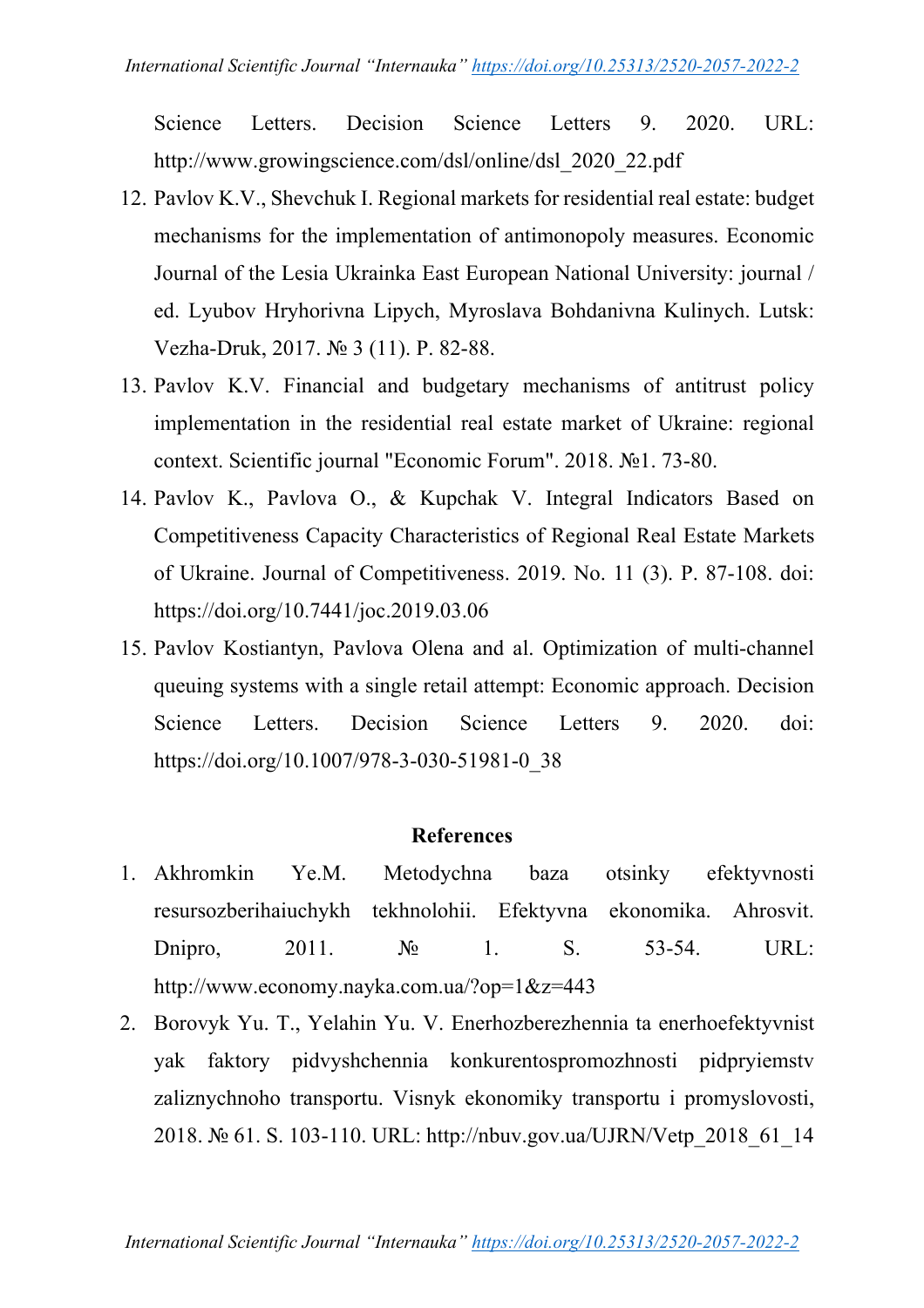Science Letters. Decision Science Letters 9. 2020. URL: http://www.growingscience.com/dsl/online/dsl_2020_22.pdf

12. Pavlov K.V., Shevchuk I. Regional markets for residential real estate: budget mechanisms for the implementation of antimonopoly measures. Economic Journal of the Lesia Ukrainka East European National University: journal / ed. Lyubov Hryhorivna Lipych, Myroslava Bohdanivna Kulinych. Lutsk: Vezha-Druk, 2017. № 3 (11). P. 82-88.
13. Pavlov K.V. Financial and budgetary mechanisms of antitrust policy implementation in the residential real estate market of Ukraine: regional context. Scientific journal "Economic Forum". 2018. №1. 73-80.
14. Pavlov K., Pavlova O., & Kupchak V. Integral Indicators Based on Competitiveness Capacity Characteristics of Regional Real Estate Markets of Ukraine. Journal of Competitiveness. 2019. No. 11 (3). P. 87-108. doi: https://doi.org/10.7441/joc.2019.03.06
15. Pavlov Kostiantyn, Pavlova Olena and al. Optimization of multi-channel queuing systems with a single retail attempt: Economic approach. Decision Science Letters. Decision Science Letters 9. 2020. doi: https://doi.org/10.1007/978-3-030-51981-0_38

## References

1. Akhromkin Ye.M. Metodychna baza otsinky efektyvnosti resursozberihaiuchykh tekhnolohii. Efektyvna ekonomika. Ahrosvit. Dnipro, 2011. № 1. S. 53-54. URL: http://www.economy.nayka.com.ua/?op=1&z=443
2. Borovyk Yu. T., Yelahin Yu. V. Enerhozberezhennia ta enerhoefektyvnist yak faktory pidvyshchennia konkurentospromozhnosti pidpryiemstv zaliznychnoho transportu. Visnyk ekonomiky transportu i promyslovosti, 2018. № 61. S. 103-110. URL: http://nbuv.gov.ua/UJRN/Vetp_2018_61_14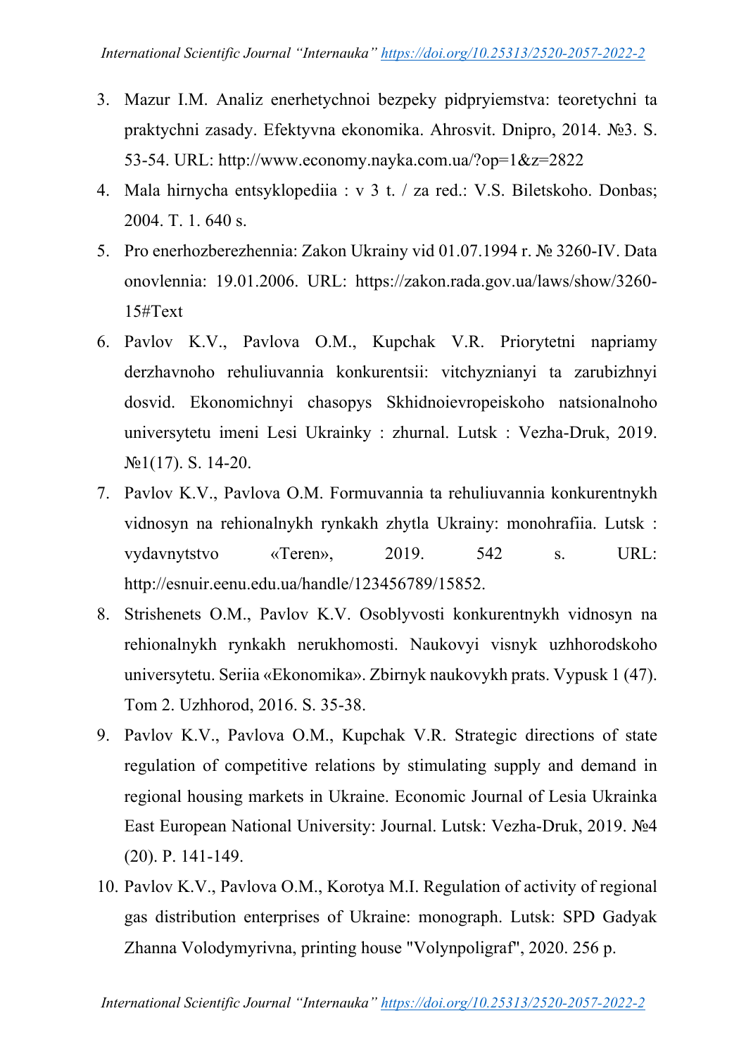3. Mazur I.M. Analiz enerhetychnoi bezpeky pidpryiemstva: teoretychni ta praktychni zasady. Efektyvna ekonomika. Ahrosvit. Dnipro, 2014. №3. S. 53-54. URL: http://www.economy.nayka.com.ua/?op=1&z=2822
4. Mala hirnycha entsyklopediia : v 3 t. / za red.: V.S. Biletskoho. Donbas; 2004. T. 1. 640 s.
5. Pro enerhozberezhennia: Zakon Ukrainy vid 01.07.1994 r. № 3260-IV. Data onovlennia: 19.01.2006. URL: https://zakon.rada.gov.ua/laws/show/3260-15#Text
6. Pavlov K.V., Pavlova O.M., Kupchak V.R. Priorytetni napriamy derzhavnoho rehuliuvannia konkurentsii: vitchyznianyi ta zarubizhnyi dosvid. Ekonomichnyi chasopys Skhidnoievropeiskoho natsionalnoho universytetu imeni Lesi Ukrainky : zhurnal. Lutsk : Vezha-Druk, 2019. №1(17). S. 14-20.
7. Pavlov K.V., Pavlova O.M. Formuvannia ta rehuliuvannia konkurentnykh vidnosyn na rehionalnykh rynkakh zhytla Ukrainy: monohrafiia. Lutsk : vydavnytstvo «Teren», 2019. 542 s. URL: http://esnuir.eenu.edu.ua/handle/123456789/15852.
8. Strishenets O.M., Pavlov K.V. Osoblyvosti konkurentnykh vidnosyn na rehionalnykh rynkakh nerukhomosti. Naukovyi visnyk uzhhorodskoho universytetu. Seriia «Ekonomika». Zbirnyk naukovykh prats. Vypusk 1 (47). Tom 2. Uzhhorod, 2016. S. 35-38.
9. Pavlov K.V., Pavlova O.M., Kupchak V.R. Strategic directions of state regulation of competitive relations by stimulating supply and demand in regional housing markets in Ukraine. Economic Journal of Lesia Ukrainka East European National University: Journal. Lutsk: Vezha-Druk, 2019. №4 (20). P. 141-149.
10. Pavlov K.V., Pavlova O.M., Korotya M.I. Regulation of activity of regional gas distribution enterprises of Ukraine: monograph. Lutsk: SPD Gadyak Zhanna Volodymyrivna, printing house "Volynpoligraf", 2020. 256 p.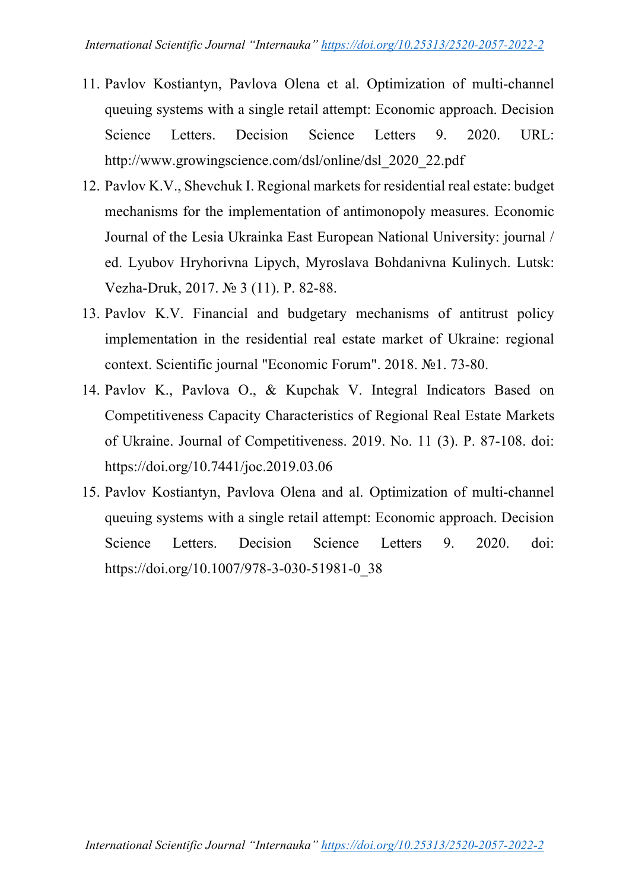11. Pavlov Kostiantyn, Pavlova Olena et al. Optimization of multi-channel queuing systems with a single retail attempt: Economic approach. Decision Science Letters. Decision Science Letters 9. 2020. URL: http://www.growingscience.com/dsl/online/dsl_2020_22.pdf
12. Pavlov K.V., Shevchuk I. Regional markets for residential real estate: budget mechanisms for the implementation of antimonopoly measures. Economic Journal of the Lesia Ukrainka East European National University: journal / ed. Lyubov Hryhorivna Lipych, Myroslava Bohdanivna Kulinych. Lutsk: Vezha-Druk, 2017. № 3 (11). P. 82-88.
13. Pavlov K.V. Financial and budgetary mechanisms of antitrust policy implementation in the residential real estate market of Ukraine: regional context. Scientific journal "Economic Forum". 2018. №1. 73-80.
14. Pavlov K., Pavlova O., & Kupchak V. Integral Indicators Based on Competitiveness Capacity Characteristics of Regional Real Estate Markets of Ukraine. Journal of Competitiveness. 2019. No. 11 (3). P. 87-108. doi: https://doi.org/10.7441/joc.2019.03.06
15. Pavlov Kostiantyn, Pavlova Olena and al. Optimization of multi-channel queuing systems with a single retail attempt: Economic approach. Decision Science Letters. Decision Science Letters 9. 2020. doi: https://doi.org/10.1007/978-3-030-51981-0_38